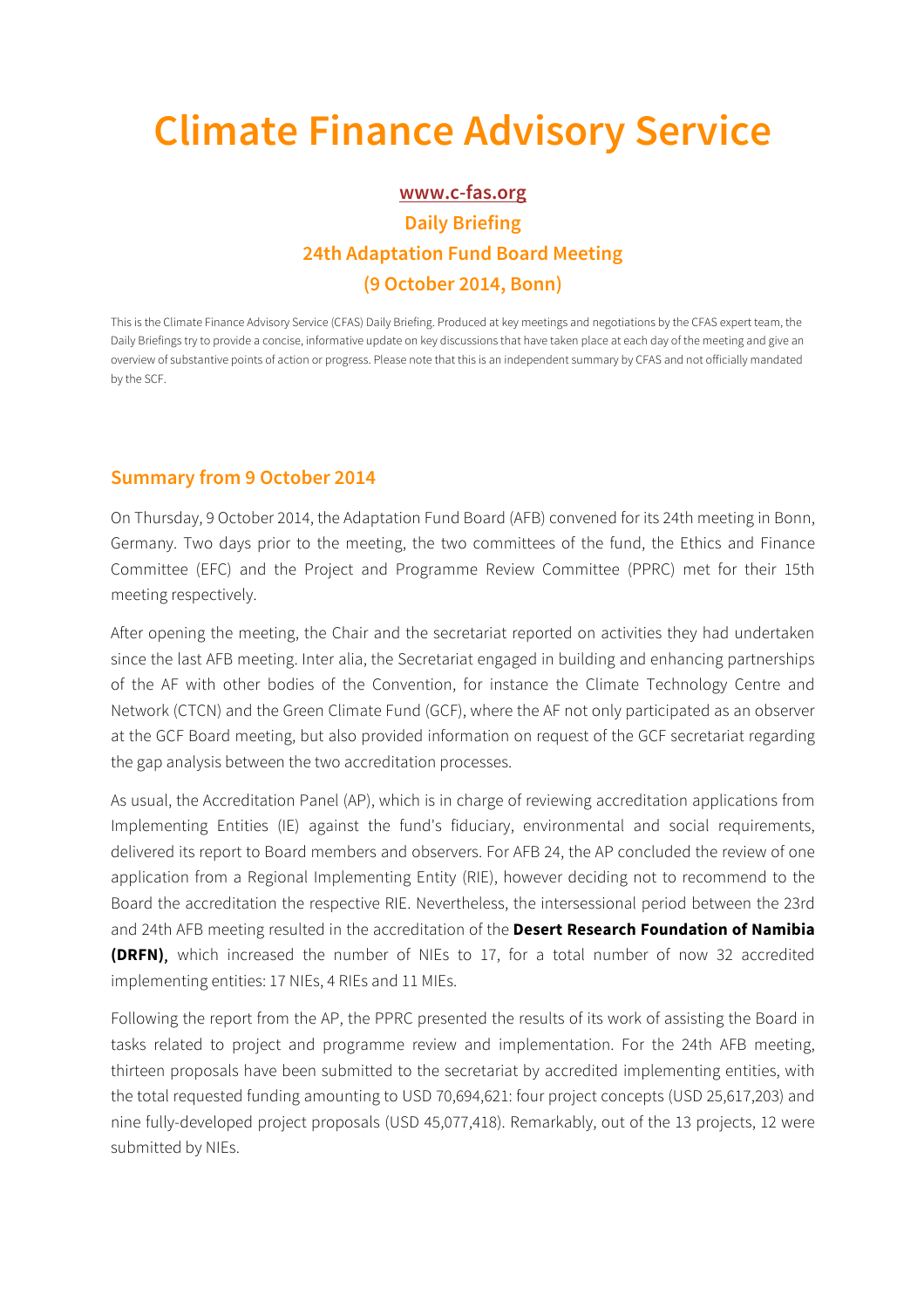# Climate Finance Advisory Service

**www.c-fas.org**

**Daily Briefing**

**24th Adaptation Fund Board Meeting**

**(9 October 2014, Bonn)**

This is the Climate Finance Advisory Service (CFAS) Daily Briefing. Produced at key meetings and negotiations by the CFAS expert team, the Daily Briefings try to provide a concise, informative update on key discussions that have taken place at each day of the meeting and give an overview of substantive points of action or progress. Please note that this is an independent summary by CFAS and not officially mandated by the SCF.

## Summary from 9 October 2014

On Thursday, 9 October 2014, the Adaptation Fund Board (AFB) convened for its 24th meeting in Bonn, Germany. Two days prior to the meeting, the two committees of the fund, the Ethics and Finance Committee (EFC) and the Project and Programme Review Committee (PPRC) met for their 15th meeting respectively.

After opening the meeting, the Chair and the secretariat reported on activities they had undertaken since the last AFB meeting. Inter alia, the Secretariat engaged in building and enhancing partnerships of the AF with other bodies of the Convention, for instance the Climate Technology Centre and Network (CTCN) and the Green Climate Fund (GCF), where the AF not only participated as an observer at the GCF Board meeting, but also provided information on request of the GCF secretariat regarding the gap analysis between the two accreditation processes.

As usual, the Accreditation Panel (AP), which is in charge of reviewing accreditation applications from Implementing Entities (IE) against the fund's fiduciary, environmental and social requirements, delivered its report to Board members and observers. For AFB 24, the AP concluded the review of one application from a Regional Implementing Entity (RIE), however deciding not to recommend to the Board the accreditation the respective RIE. Nevertheless, the intersessional period between the 23rd and 24th AFB meeting resulted in the accreditation of the **Desert Research Foundation of Namibia (DRFN)**, which increased the number of NIEs to 17, for a total number of now 32 accredited implementing entities: 17 NIEs, 4 RIEs and 11 MIEs.

Following the report from the AP, the PPRC presented the results of its work of assisting the Board in tasks related to project and programme review and implementation. For the 24th AFB meeting, thirteen proposals have been submitted to the secretariat by accredited implementing entities, with the total requested funding amounting to USD 70,694,621: four project concepts (USD 25,617,203) and nine fully-developed project proposals (USD 45,077,418). Remarkably, out of the 13 projects, 12 were submitted by NIEs.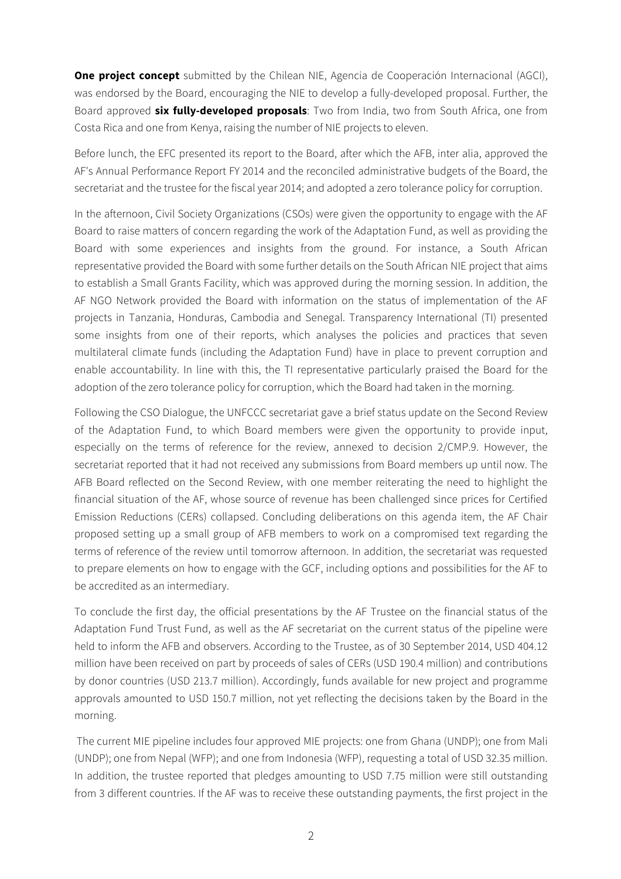**One project concept** submitted by the Chilean NIE, Agencia de Cooperación Internacional (AGCI), was endorsed by the Board, encouraging the NIE to develop a fully-developed proposal. Further, the Board approved **six fully-developed proposals**: Two from India, two from South Africa, one from Costa Rica and one from Kenya, raising the number of NIE projects to eleven.

Before lunch, the EFC presented its report to the Board, after which the AFB, inter alia, approved the AF's Annual Performance Report FY 2014 and the reconciled administrative budgets of the Board, the secretariat and the trustee for the fiscal year 2014; and adopted a zero tolerance policy for corruption.

In the afternoon, Civil Society Organizations (CSOs) were given the opportunity to engage with the AF Board to raise matters of concern regarding the work of the Adaptation Fund, as well as providing the Board with some experiences and insights from the ground. For instance, a South African representative provided the Board with some further details on the South African NIE project that aims to establish a Small Grants Facility, which was approved during the morning session. In addition, the AF NGO Network provided the Board with information on the status of implementation of the AF projects in Tanzania, Honduras, Cambodia and Senegal. Transparency International (TI) presented some insights from one of their reports, which analyses the policies and practices that seven multilateral climate funds (including the Adaptation Fund) have in place to prevent corruption and enable accountability. In line with this, the TI representative particularly praised the Board for the adoption of the zero tolerance policy for corruption, which the Board had taken in the morning.

Following the CSO Dialogue, the UNFCCC secretariat gave a brief status update on the Second Review of the Adaptation Fund, to which Board members were given the opportunity to provide input, especially on the terms of reference for the review, annexed to decision 2/CMP.9. However, the secretariat reported that it had not received any submissions from Board members up until now. The AFB Board reflected on the Second Review, with one member reiterating the need to highlight the financial situation of the AF, whose source of revenue has been challenged since prices for Certified Emission Reductions (CERs) collapsed. Concluding deliberations on this agenda item, the AF Chair proposed setting up a small group of AFB members to work on a compromised text regarding the terms of reference of the review until tomorrow afternoon. In addition, the secretariat was requested to prepare elements on how to engage with the GCF, including options and possibilities for the AF to be accredited as an intermediary.

To conclude the first day, the official presentations by the AF Trustee on the financial status of the Adaptation Fund Trust Fund, as well as the AF secretariat on the current status of the pipeline were held to inform the AFB and observers. According to the Trustee, as of 30 September 2014, USD 404.12 million have been received on part by proceeds of sales of CERs (USD 190.4 million) and contributions by donor countries (USD 213.7 million). Accordingly, funds available for new project and programme approvals amounted to USD 150.7 million, not yet reflecting the decisions taken by the Board in the morning.

The current MIE pipeline includes four approved MIE projects: one from Ghana (UNDP); one from Mali (UNDP); one from Nepal (WFP); and one from Indonesia (WFP), requesting a total of USD 32.35 million. In addition, the trustee reported that pledges amounting to USD 7.75 million were still outstanding from 3 different countries. If the AF was to receive these outstanding payments, the first project in the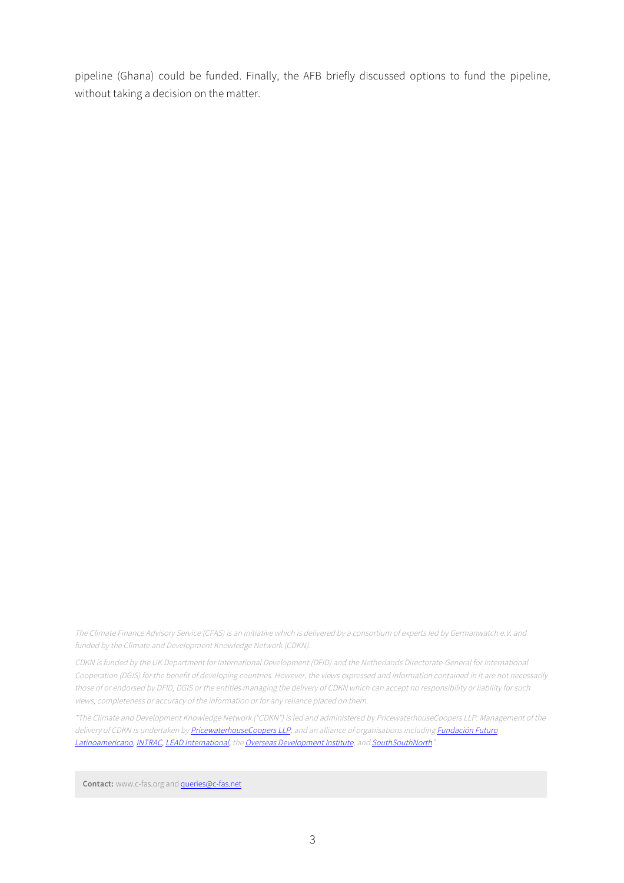pipeline (Ghana) could be funded. Finally, the AFB briefly discussed options to fund the pipeline, without taking a decision on the matter.

*The Climate Finance Advisory Service (CFAS) is an initiative which is delivered by a consortium of experts led by Germanwatch e.V. and funded by the Climate and Development Knowledge Network (CDKN).*

*CDKN is funded by the UK Department for International Development (DFID) and the Netherlands Directorate-General for International Cooperation (DGIS) for the benefit of developing countries. However, the views expressed and information contained in it are not necessarily those of or endorsed by DFID, DGIS or the entities managing the delivery of CDKN which can accept no responsibility or liability for such views, completeness or accuracy of the information or for any reliance placed on them.*

*\*The Climate and Development Knowledge Network ("CDKN") is led and administered by PricewaterhouseCoopers LLP. Management of the delivery of CDKN is undertaken by PricewaterhouseCoopers LLP, and an alliance of organisations including Fundación Futuro Latinoamericano, INTRAC, LEAD International, the Overseas Development Institute, and SouthSouthNorth".*

**Contact:** www.c-fas.org and queries@c-fas.net